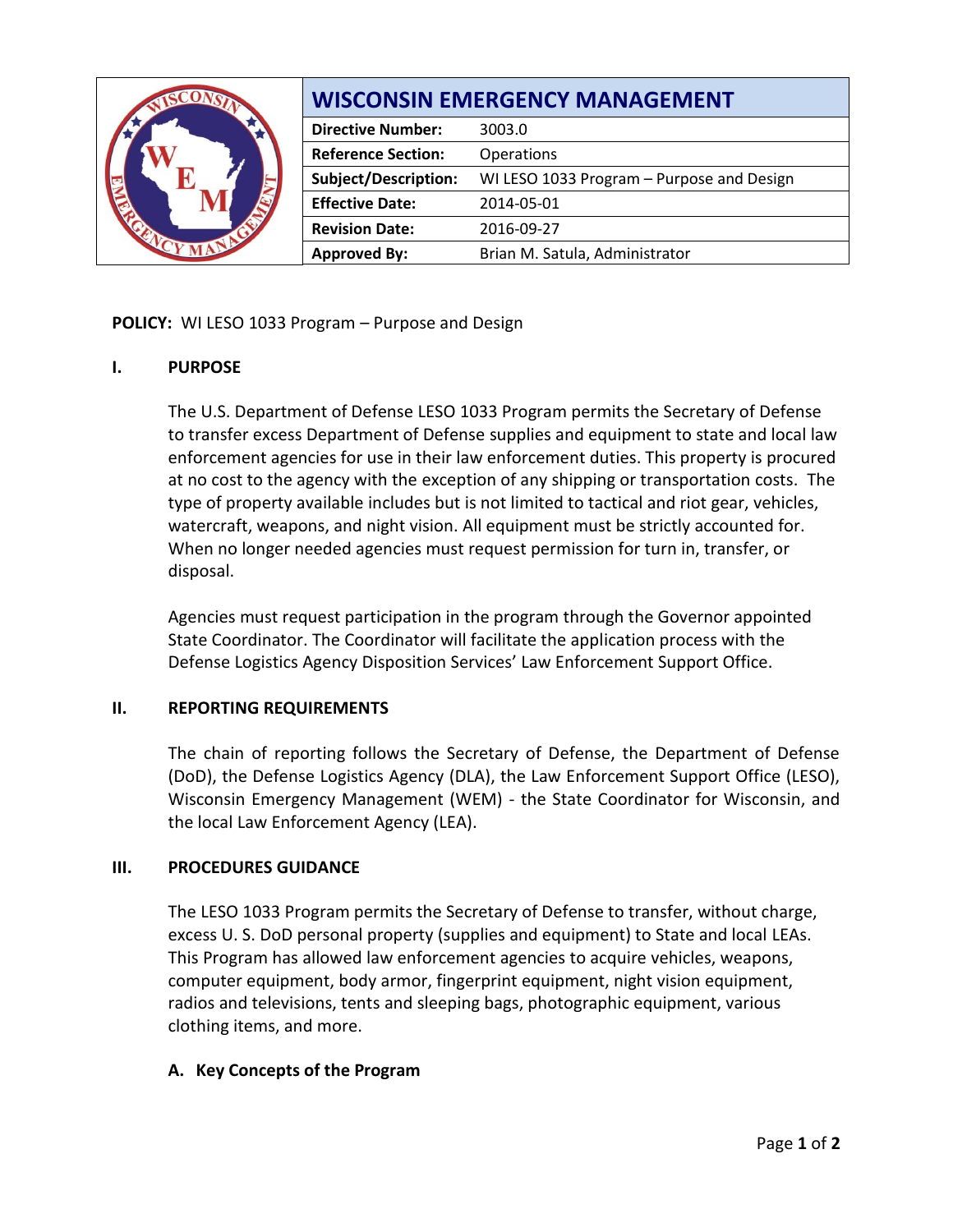| WISCONSIN EMERGENCY MANAGEMENT | |
|---|---|
| **Directive Number:** | 3003.0 |
| **Reference Section:** | Operations |
| **Subject/Description:** | WI LESO 1033 Program – Purpose and Design |
| **Effective Date:** | 2014-05-01 |
| **Revision Date:** | 2016-09-27 |
| **Approved By:** | Brian M. Satula, Administrator |

**POLICY:** WI LESO 1033 Program – Purpose and Design

## I. PURPOSE

The U.S. Department of Defense LESO 1033 Program permits the Secretary of Defense to transfer excess Department of Defense supplies and equipment to state and local law enforcement agencies for use in their law enforcement duties. This property is procured at no cost to the agency with the exception of any shipping or transportation costs. The type of property available includes but is not limited to tactical and riot gear, vehicles, watercraft, weapons, and night vision. All equipment must be strictly accounted for. When no longer needed agencies must request permission for turn in, transfer, or disposal.

Agencies must request participation in the program through the Governor appointed State Coordinator. The Coordinator will facilitate the application process with the Defense Logistics Agency Disposition Services' Law Enforcement Support Office.

## II. REPORTING REQUIREMENTS

The chain of reporting follows the Secretary of Defense, the Department of Defense (DoD), the Defense Logistics Agency (DLA), the Law Enforcement Support Office (LESO), Wisconsin Emergency Management (WEM) - the State Coordinator for Wisconsin, and the local Law Enforcement Agency (LEA).

## III. PROCEDURES GUIDANCE

The LESO 1033 Program permits the Secretary of Defense to transfer, without charge, excess U. S. DoD personal property (supplies and equipment) to State and local LEAs. This Program has allowed law enforcement agencies to acquire vehicles, weapons, computer equipment, body armor, fingerprint equipment, night vision equipment, radios and televisions, tents and sleeping bags, photographic equipment, various clothing items, and more.

### A. Key Concepts of the Program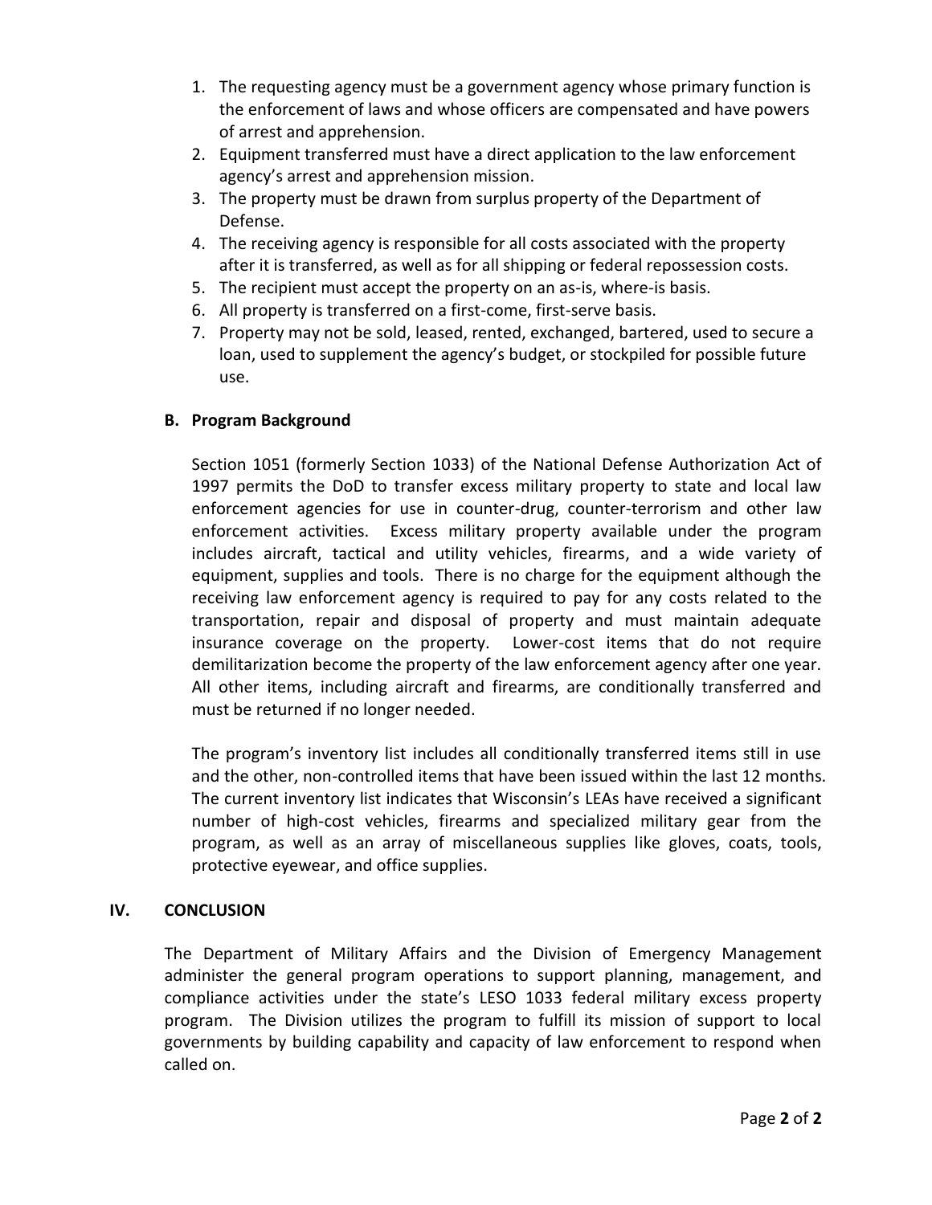1. The requesting agency must be a government agency whose primary function is the enforcement of laws and whose officers are compensated and have powers of arrest and apprehension.
2. Equipment transferred must have a direct application to the law enforcement agency's arrest and apprehension mission.
3. The property must be drawn from surplus property of the Department of Defense.
4. The receiving agency is responsible for all costs associated with the property after it is transferred, as well as for all shipping or federal repossession costs.
5. The recipient must accept the property on an as-is, where-is basis.
6. All property is transferred on a first-come, first-serve basis.
7. Property may not be sold, leased, rented, exchanged, bartered, used to secure a loan, used to supplement the agency's budget, or stockpiled for possible future use.

### B. Program Background

Section 1051 (formerly Section 1033) of the National Defense Authorization Act of 1997 permits the DoD to transfer excess military property to state and local law enforcement agencies for use in counter-drug, counter-terrorism and other law enforcement activities. Excess military property available under the program includes aircraft, tactical and utility vehicles, firearms, and a wide variety of equipment, supplies and tools. There is no charge for the equipment although the receiving law enforcement agency is required to pay for any costs related to the transportation, repair and disposal of property and must maintain adequate insurance coverage on the property. Lower-cost items that do not require demilitarization become the property of the law enforcement agency after one year. All other items, including aircraft and firearms, are conditionally transferred and must be returned if no longer needed.

The program's inventory list includes all conditionally transferred items still in use and the other, non-controlled items that have been issued within the last 12 months. The current inventory list indicates that Wisconsin's LEAs have received a significant number of high-cost vehicles, firearms and specialized military gear from the program, as well as an array of miscellaneous supplies like gloves, coats, tools, protective eyewear, and office supplies.

## IV. CONCLUSION

The Department of Military Affairs and the Division of Emergency Management administer the general program operations to support planning, management, and compliance activities under the state's LESO 1033 federal military excess property program. The Division utilizes the program to fulfill its mission of support to local governments by building capability and capacity of law enforcement to respond when called on.